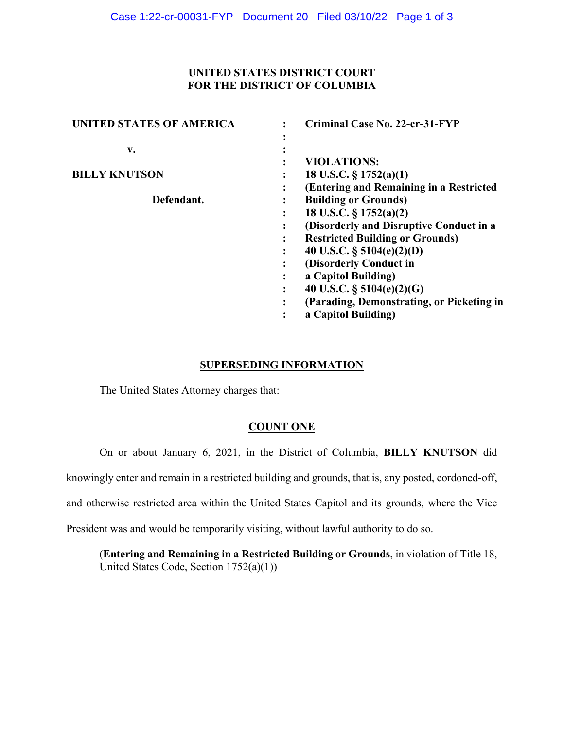**UNITED STATES DISTRICT COURT**
**FOR THE DISTRICT OF COLUMBIA**

| | | |
|---|---|---|
| **UNITED STATES OF AMERICA** | : | **Criminal Case No. 22-cr-31-FYP** |
| | : | |
| **v.** | : | |
| | : | **VIOLATIONS:** |
| **BILLY KNUTSON** | : | **18 U.S.C. § 1752(a)(1)** |
| | : | **(Entering and Remaining in a Restricted** |
| **Defendant.** | : | **Building or Grounds)** |
| | : | **18 U.S.C. § 1752(a)(2)** |
| | : | **(Disorderly and Disruptive Conduct in a** |
| | : | **Restricted Building or Grounds)** |
| | : | **40 U.S.C. § 5104(e)(2)(D)** |
| | : | **(Disorderly Conduct in** |
| | : | **a Capitol Building)** |
| | : | **40 U.S.C. § 5104(e)(2)(G)** |
| | : | **(Parading, Demonstrating, or Picketing in** |
| | : | **a Capitol Building)** |

## SUPERSEDING INFORMATION

The United States Attorney charges that:

## COUNT ONE

On or about January 6, 2021, in the District of Columbia, **BILLY KNUTSON** did knowingly enter and remain in a restricted building and grounds, that is, any posted, cordoned-off, and otherwise restricted area within the United States Capitol and its grounds, where the Vice President was and would be temporarily visiting, without lawful authority to do so.

(**Entering and Remaining in a Restricted Building or Grounds**, in violation of Title 18, United States Code, Section 1752(a)(1))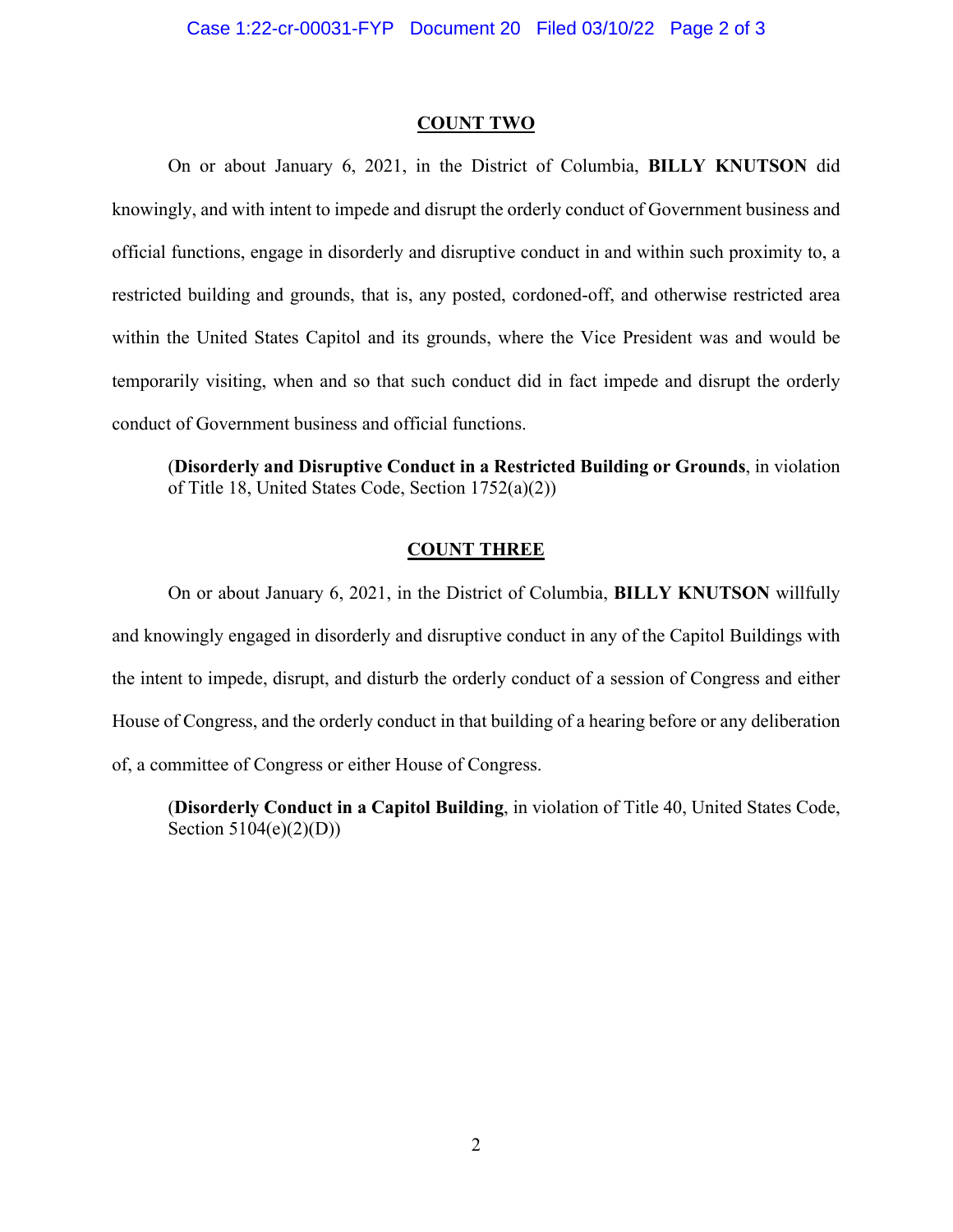## COUNT TWO

On or about January 6, 2021, in the District of Columbia, **BILLY KNUTSON** did knowingly, and with intent to impede and disrupt the orderly conduct of Government business and official functions, engage in disorderly and disruptive conduct in and within such proximity to, a restricted building and grounds, that is, any posted, cordoned-off, and otherwise restricted area within the United States Capitol and its grounds, where the Vice President was and would be temporarily visiting, when and so that such conduct did in fact impede and disrupt the orderly conduct of Government business and official functions.

(**Disorderly and Disruptive Conduct in a Restricted Building or Grounds**, in violation of Title 18, United States Code, Section 1752(a)(2))

## COUNT THREE

On or about January 6, 2021, in the District of Columbia, **BILLY KNUTSON** willfully and knowingly engaged in disorderly and disruptive conduct in any of the Capitol Buildings with the intent to impede, disrupt, and disturb the orderly conduct of a session of Congress and either House of Congress, and the orderly conduct in that building of a hearing before or any deliberation of, a committee of Congress or either House of Congress.

(**Disorderly Conduct in a Capitol Building**, in violation of Title 40, United States Code, Section 5104(e)(2)(D))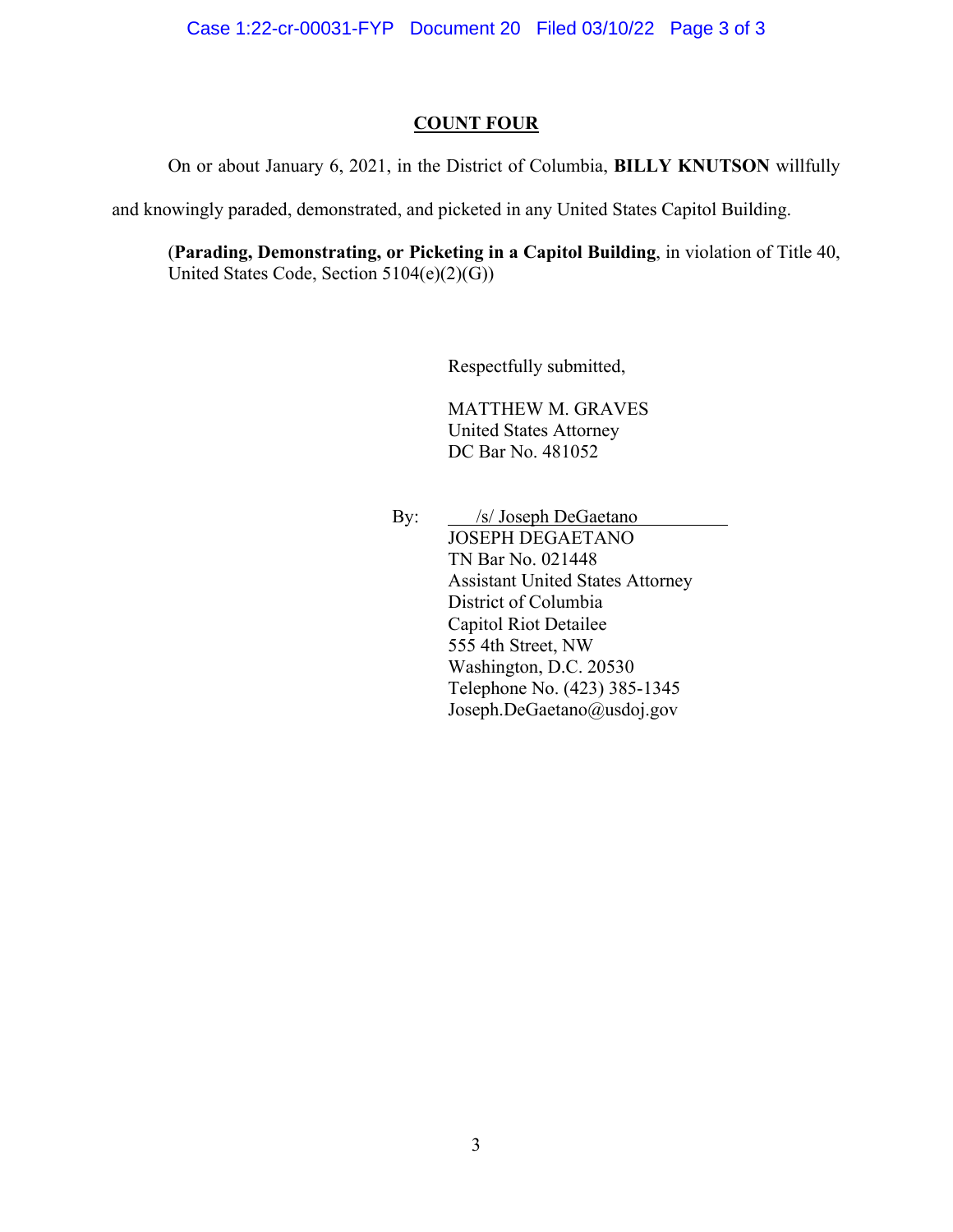**COUNT FOUR**

On or about January 6, 2021, in the District of Columbia, **BILLY KNUTSON** willfully and knowingly paraded, demonstrated, and picketed in any United States Capitol Building.

(**Parading, Demonstrating, or Picketing in a Capitol Building**, in violation of Title 40, United States Code, Section 5104(e)(2)(G))

Respectfully submitted,

MATTHEW M. GRAVES
United States Attorney
DC Bar No. 481052

By: /s/ Joseph DeGaetano
JOSEPH DEGAETANO
TN Bar No. 021448
Assistant United States Attorney
District of Columbia
Capitol Riot Detailee
555 4th Street, NW
Washington, D.C. 20530
Telephone No. (423) 385-1345
Joseph.DeGaetano@usdoj.gov